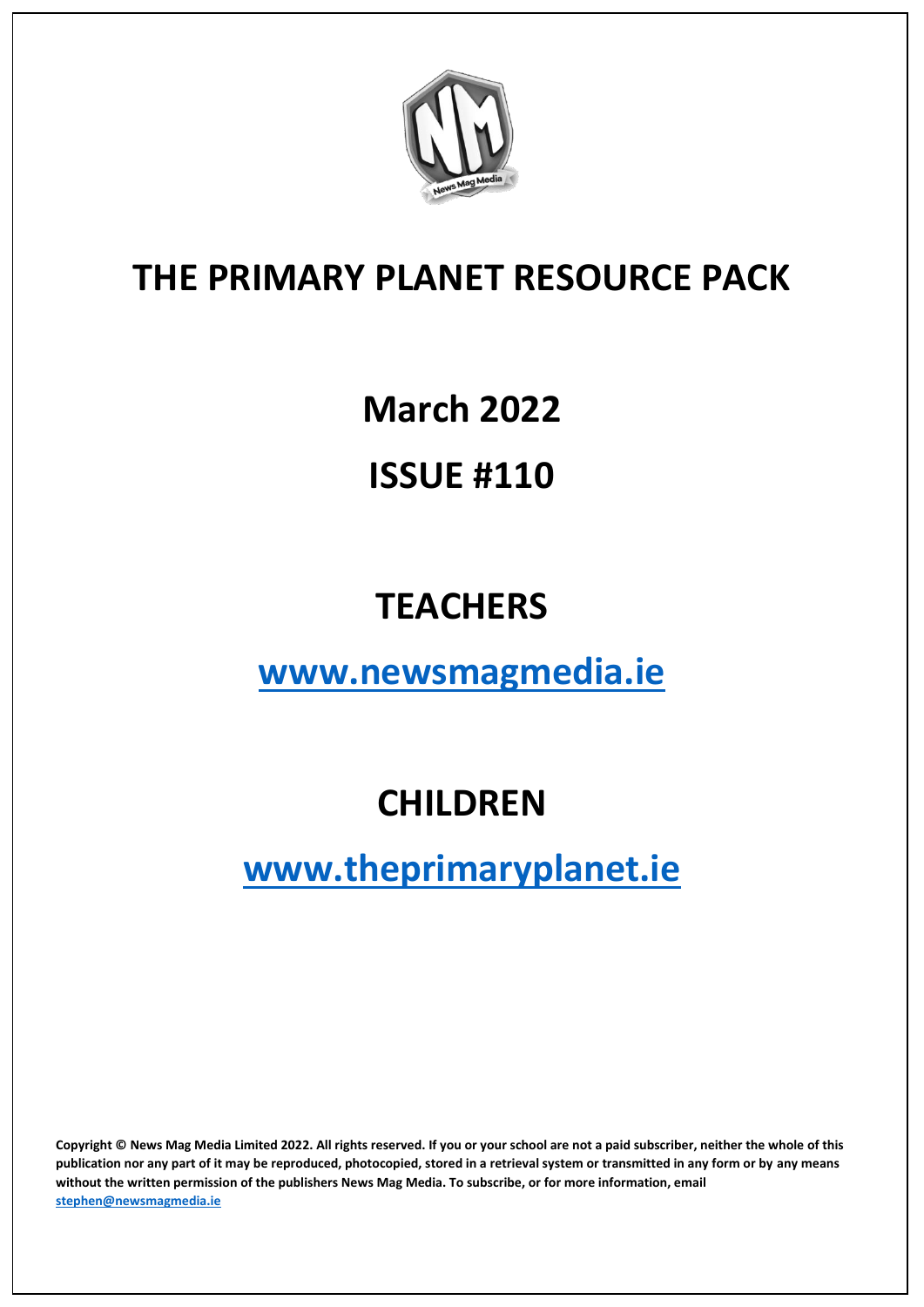# THE PRIMARY PLANET RESOURCE PACK

## March 2022

## ISSUE #110

## TEACHERS

## [www.newsmagmedia.ie](http://www.newsmagmedia.ie)

## CHILDREN

## [www.theprimaryplanet.ie](http://www.theprimaryplanet.ie)

**Copyright © News Mag Media Limited 2022. All rights reserved. If you or your school are not a paid subscriber, neither the whole of this publication nor any part of it may be reproduced, photocopied, stored in a retrieval system or transmitted in any form or by any means without the written permission of the publishers News Mag Media. To subscribe, or for more information, email [stephen@newsmagmedia.ie](mailto:stephen@newsmagmedia.ie)**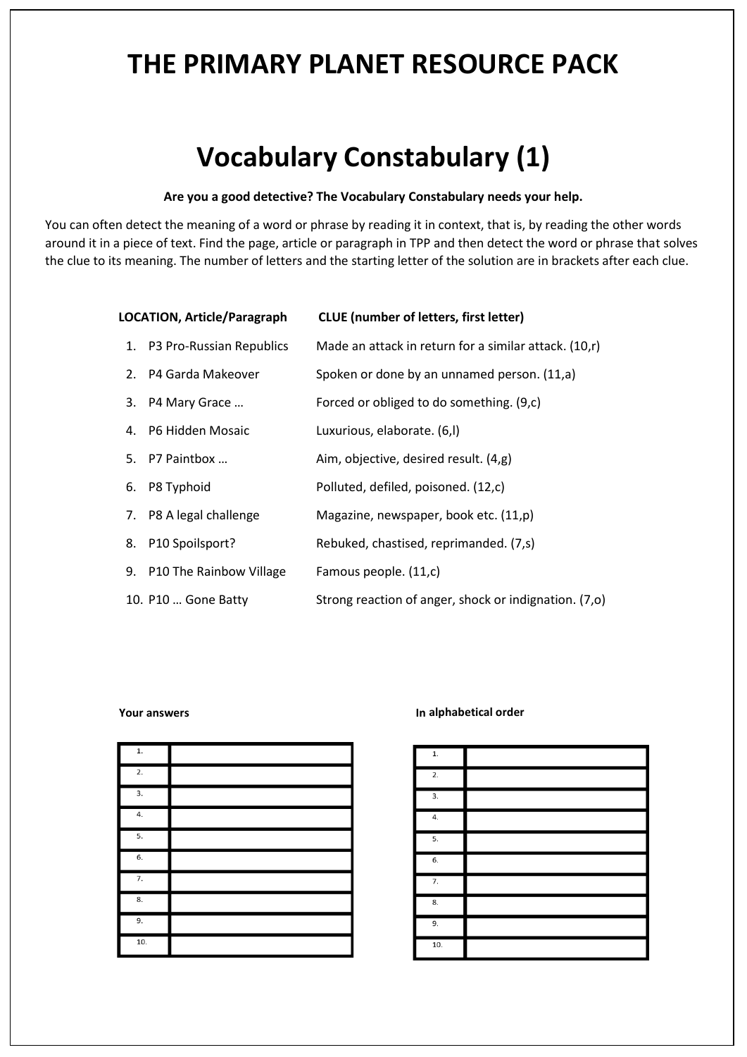# THE PRIMARY PLANET RESOURCE PACK

## Vocabulary Constabulary (1)

**Are you a good detective? The Vocabulary Constabulary needs your help.**

You can often detect the meaning of a word or phrase by reading it in context, that is, by reading the other words around it in a piece of text. Find the page, article or paragraph in TPP and then detect the word or phrase that solves the clue to its meaning. The number of letters and the starting letter of the solution are in brackets after each clue.

| LOCATION, Article/Paragraph | CLUE (number of letters, first letter) |
|---|---|
| 1. P3 Pro-Russian Republics | Made an attack in return for a similar attack. (10,r) |
| 2. P4 Garda Makeover | Spoken or done by an unnamed person. (11,a) |
| 3. P4 Mary Grace … | Forced or obliged to do something. (9,c) |
| 4. P6 Hidden Mosaic | Luxurious, elaborate. (6,l) |
| 5. P7 Paintbox … | Aim, objective, desired result. (4,g) |
| 6. P8 Typhoid | Polluted, defiled, poisoned. (12,c) |
| 7. P8 A legal challenge | Magazine, newspaper, book etc. (11,p) |
| 8. P10 Spoilsport? | Rebuked, chastised, reprimanded. (7,s) |
| 9. P10 The Rainbow Village | Famous people. (11,c) |
| 10. P10 … Gone Batty | Strong reaction of anger, shock or indignation. (7,o) |

**Your answers**

| | |
|---|---|
| 1. | |
| 2. | |
| 3. | |
| 4. | |
| 5. | |
| 6. | |
| 7. | |
| 8. | |
| 9. | |
| 10. | |

**In alphabetical order**

| | |
|---|---|
| 1. | |
| 2. | |
| 3. | |
| 4. | |
| 5. | |
| 6. | |
| 7. | |
| 8. | |
| 9. | |
| 10. | |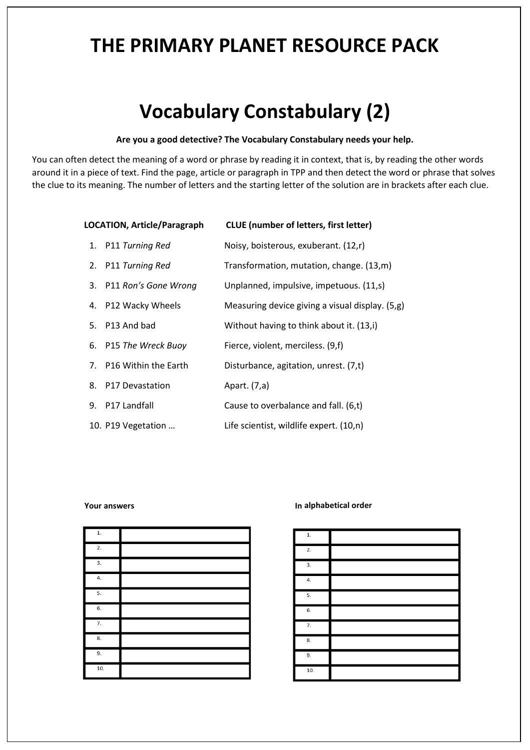# THE PRIMARY PLANET RESOURCE PACK

# Vocabulary Constabulary (2)

**Are you a good detective? The Vocabulary Constabulary needs your help.**

You can often detect the meaning of a word or phrase by reading it in context, that is, by reading the other words around it in a piece of text. Find the page, article or paragraph in TPP and then detect the word or phrase that solves the clue to its meaning. The number of letters and the starting letter of the solution are in brackets after each clue.

| LOCATION, Article/Paragraph | CLUE (number of letters, first letter) |
|---|---|
| 1. P11 *Turning Red* | Noisy, boisterous, exuberant. (12,r) |
| 2. P11 *Turning Red* | Transformation, mutation, change. (13,m) |
| 3. P11 *Ron's Gone Wrong* | Unplanned, impulsive, impetuous. (11,s) |
| 4. P12 Wacky Wheels | Measuring device giving a visual display. (5,g) |
| 5. P13 And bad | Without having to think about it. (13,i) |
| 6. P15 *The Wreck Buoy* | Fierce, violent, merciless. (9,f) |
| 7. P16 Within the Earth | Disturbance, agitation, unrest. (7,t) |
| 8. P17 Devastation | Apart. (7,a) |
| 9. P17 Landfall | Cause to overbalance and fall. (6,t) |
| 10. P19 Vegetation … | Life scientist, wildlife expert. (10,n) |

**Your answers**

| | |
|---|---|
| 1. | |
| 2. | |
| 3. | |
| 4. | |
| 5. | |
| 6. | |
| 7. | |
| 8. | |
| 9. | |
| 10. | |

**In alphabetical order**

| | |
|---|---|
| 1. | |
| 2. | |
| 3. | |
| 4. | |
| 5. | |
| 6. | |
| 7. | |
| 8. | |
| 9. | |
| 10. | |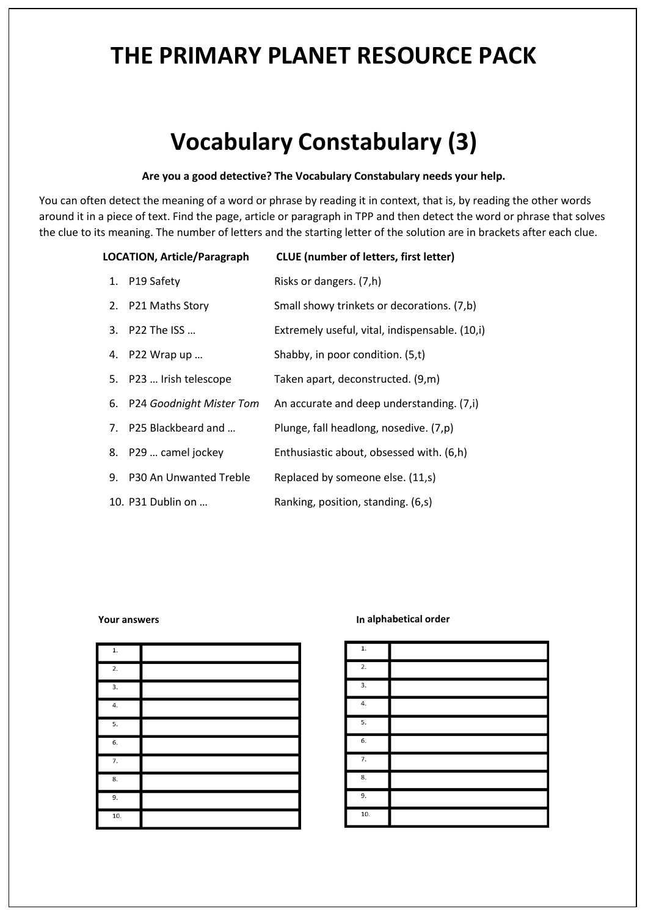# THE PRIMARY PLANET RESOURCE PACK

## Vocabulary Constabulary (3)

**Are you a good detective? The Vocabulary Constabulary needs your help.**

You can often detect the meaning of a word or phrase by reading it in context, that is, by reading the other words around it in a piece of text. Find the page, article or paragraph in TPP and then detect the word or phrase that solves the clue to its meaning. The number of letters and the starting letter of the solution are in brackets after each clue.

| LOCATION, Article/Paragraph | CLUE (number of letters, first letter) |
| --- | --- |
| 1. P19 Safety | Risks or dangers. (7,h) |
| 2. P21 Maths Story | Small showy trinkets or decorations. (7,b) |
| 3. P22 The ISS … | Extremely useful, vital, indispensable. (10,i) |
| 4. P22 Wrap up … | Shabby, in poor condition. (5,t) |
| 5. P23 … Irish telescope | Taken apart, deconstructed. (9,m) |
| 6. P24 *Goodnight Mister Tom* | An accurate and deep understanding. (7,i) |
| 7. P25 Blackbeard and … | Plunge, fall headlong, nosedive. (7,p) |
| 8. P29 … camel jockey | Enthusiastic about, obsessed with. (6,h) |
| 9. P30 An Unwanted Treble | Replaced by someone else. (11,s) |
| 10. P31 Dublin on … | Ranking, position, standing. (6,s) |

**Your answers**

| | |
| --- | --- |
| 1. | |
| 2. | |
| 3. | |
| 4. | |
| 5. | |
| 6. | |
| 7. | |
| 8. | |
| 9. | |
| 10. | |

**In alphabetical order**

| | |
| --- | --- |
| 1. | |
| 2. | |
| 3. | |
| 4. | |
| 5. | |
| 6. | |
| 7. | |
| 8. | |
| 9. | |
| 10. | |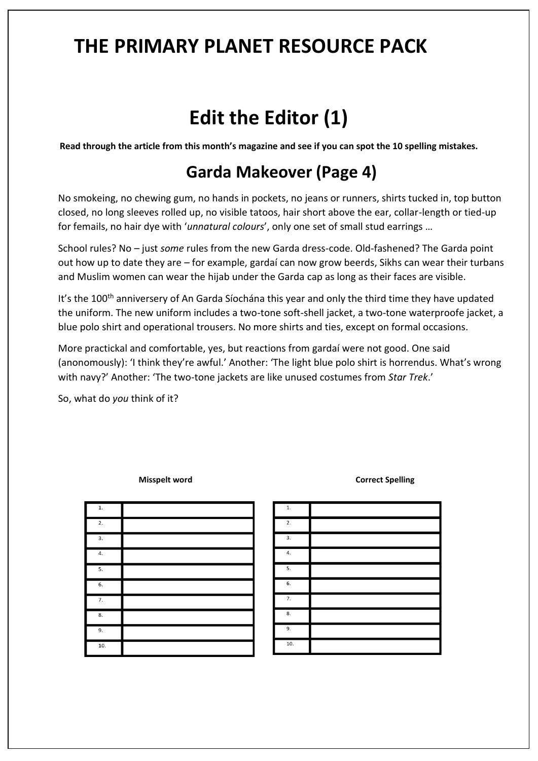# THE PRIMARY PLANET RESOURCE PACK

# Edit the Editor (1)

**Read through the article from this month's magazine and see if you can spot the 10 spelling mistakes.**

## Garda Makeover (Page 4)

No smokeing, no chewing gum, no hands in pockets, no jeans or runners, shirts tucked in, top button closed, no long sleeves rolled up, no visible tatoos, hair short above the ear, collar-length or tied-up for femails, no hair dye with '*unnatural colours*', only one set of small stud earrings …

School rules? No – just *some* rules from the new Garda dress-code. Old-fashened? The Garda point out how up to date they are – for example, gardaí can now grow beerds, Sikhs can wear their turbans and Muslim women can wear the hijab under the Garda cap as long as their faces are visible.

It's the 100th anniversery of An Garda Síochána this year and only the third time they have updated the uniform. The new uniform includes a two-tone soft-shell jacket, a two-tone waterproofe jacket, a blue polo shirt and operational trousers. No more shirts and ties, except on formal occasions.

More practickal and comfortable, yes, but reactions from gardaí were not good. One said (anonomously): 'I think they're awful.' Another: 'The light blue polo shirt is horrendus. What's wrong with navy?' Another: 'The two-tone jackets are like unused costumes from *Star Trek*.'

So, what do *you* think of it?

**Misspelt word**

| | |
|---|---|
| 1. | |
| 2. | |
| 3. | |
| 4. | |
| 5. | |
| 6. | |
| 7. | |
| 8. | |
| 9. | |
| 10. | |

**Correct Spelling**

| | |
|---|---|
| 1. | |
| 2. | |
| 3. | |
| 4. | |
| 5. | |
| 6. | |
| 7. | |
| 8. | |
| 9. | |
| 10. | |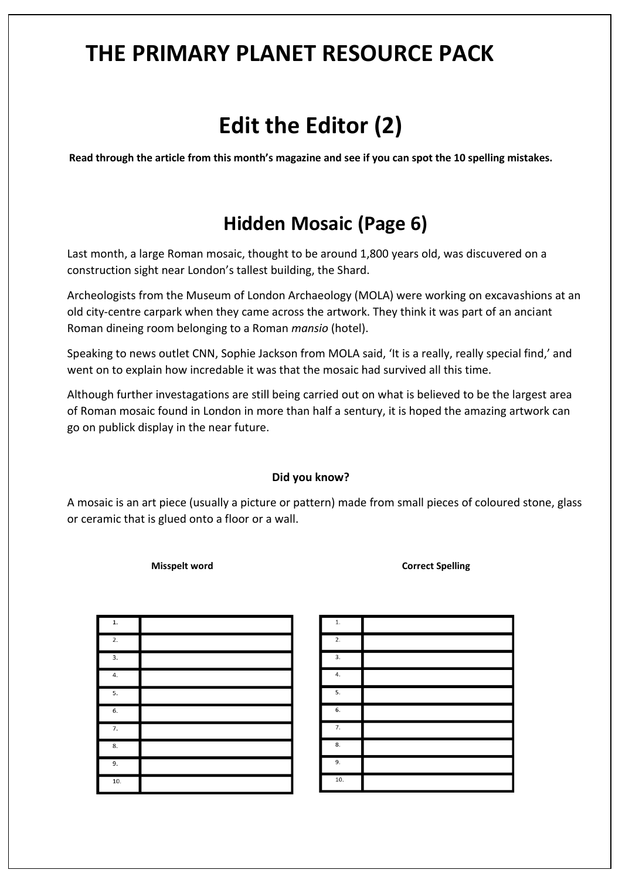# THE PRIMARY PLANET RESOURCE PACK

# Edit the Editor (2)

**Read through the article from this month's magazine and see if you can spot the 10 spelling mistakes.**

## Hidden Mosaic (Page 6)

Last month, a large Roman mosaic, thought to be around 1,800 years old, was discuvered on a construction sight near London's tallest building, the Shard.

Archeologists from the Museum of London Archaeology (MOLA) were working on excavashions at an old city-centre carpark when they came across the artwork. They think it was part of an anciant Roman dineing room belonging to a Roman *mansio* (hotel).

Speaking to news outlet CNN, Sophie Jackson from MOLA said, 'It is a really, really special find,' and went on to explain how incredable it was that the mosaic had survived all this time.

Although further investagations are still being carried out on what is believed to be the largest area of Roman mosaic found in London in more than half a sentury, it is hoped the amazing artwork can go on publick display in the near future.

**Did you know?**

A mosaic is an art piece (usually a picture or pattern) made from small pieces of coloured stone, glass or ceramic that is glued onto a floor or a wall.

| Misspelt word | | Correct Spelling | |
|---|---|---|---|
| 1. | | 1. | |
| 2. | | 2. | |
| 3. | | 3. | |
| 4. | | 4. | |
| 5. | | 5. | |
| 6. | | 6. | |
| 7. | | 7. | |
| 8. | | 8. | |
| 9. | | 9. | |
| 10. | | 10. | |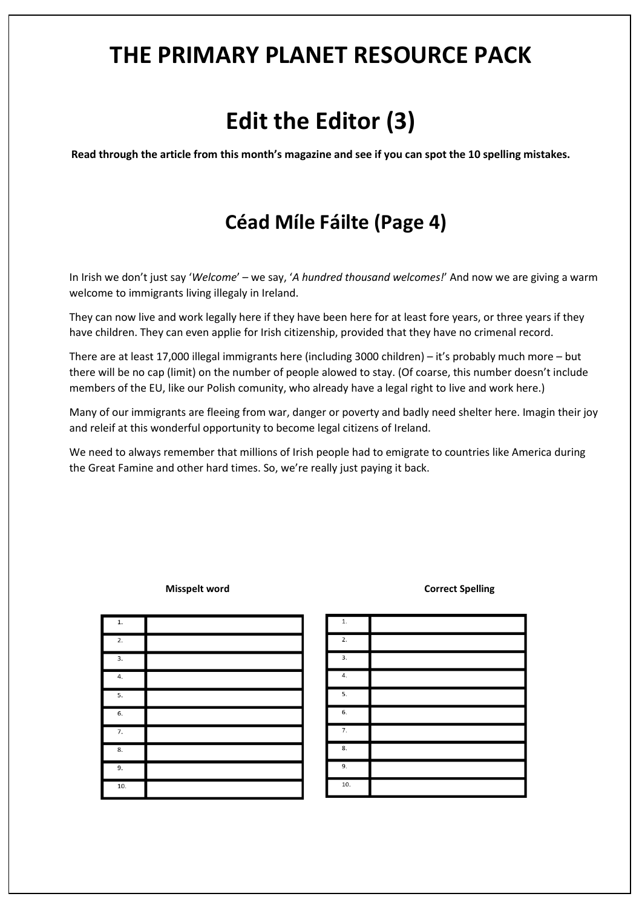# THE PRIMARY PLANET RESOURCE PACK

# Edit the Editor (3)

**Read through the article from this month's magazine and see if you can spot the 10 spelling mistakes.**

## Céad Míle Fáilte (Page 4)

In Irish we don't just say '*Welcome*' – we say, '*A hundred thousand welcomes!*' And now we are giving a warm welcome to immigrants living illegaly in Ireland.

They can now live and work legally here if they have been here for at least fore years, or three years if they have children. They can even applie for Irish citizenship, provided that they have no crimenal record.

There are at least 17,000 illegal immigrants here (including 3000 children) – it's probably much more – but there will be no cap (limit) on the number of people alowed to stay. (Of coarse, this number doesn't include members of the EU, like our Polish comunity, who already have a legal right to live and work here.)

Many of our immigrants are fleeing from war, danger or poverty and badly need shelter here. Imagin their joy and releif at this wonderful opportunity to become legal citizens of Ireland.

We need to always remember that millions of Irish people had to emigrate to countries like America during the Great Famine and other hard times. So, we're really just paying it back.

| | Misspelt word | | Correct Spelling |
|---|---|---|---|
| 1. | | 1. | |
| 2. | | 2. | |
| 3. | | 3. | |
| 4. | | 4. | |
| 5. | | 5. | |
| 6. | | 6. | |
| 7. | | 7. | |
| 8. | | 8. | |
| 9. | | 9. | |
| 10. | | 10. | |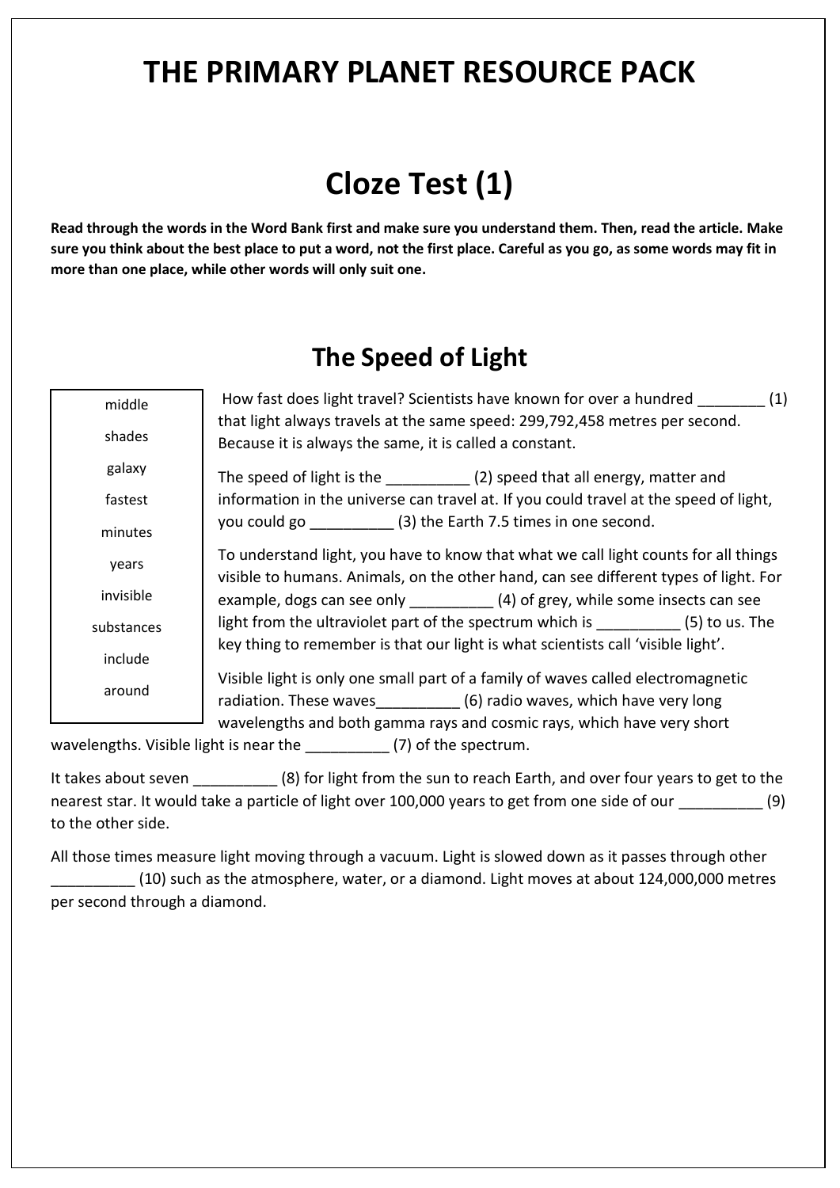# THE PRIMARY PLANET RESOURCE PACK

# Cloze Test (1)

**Read through the words in the Word Bank first and make sure you understand them. Then, read the article. Make sure you think about the best place to put a word, not the first place. Careful as you go, as some words may fit in more than one place, while other words will only suit one.**

## The Speed of Light

| |
|---|
| middle |
| shades |
| galaxy |
| fastest |
| minutes |
| years |
| invisible |
| substances |
| include |
| around |

How fast does light travel? Scientists have known for over a hundred ________ (1) that light always travels at the same speed: 299,792,458 metres per second. Because it is always the same, it is called a constant.

The speed of light is the __________ (2) speed that all energy, matter and information in the universe can travel at. If you could travel at the speed of light, you could go __________ (3) the Earth 7.5 times in one second.

To understand light, you have to know that what we call light counts for all things visible to humans. Animals, on the other hand, can see different types of light. For example, dogs can see only __________ (4) of grey, while some insects can see light from the ultraviolet part of the spectrum which is __________ (5) to us. The key thing to remember is that our light is what scientists call 'visible light'.

Visible light is only one small part of a family of waves called electromagnetic radiation. These waves__________ (6) radio waves, which have very long wavelengths and both gamma rays and cosmic rays, which have very short wavelengths. Visible light is near the __________ (7) of the spectrum.

It takes about seven __________ (8) for light from the sun to reach Earth, and over four years to get to the nearest star. It would take a particle of light over 100,000 years to get from one side of our __________ (9) to the other side.

All those times measure light moving through a vacuum. Light is slowed down as it passes through other __________ (10) such as the atmosphere, water, or a diamond. Light moves at about 124,000,000 metres per second through a diamond.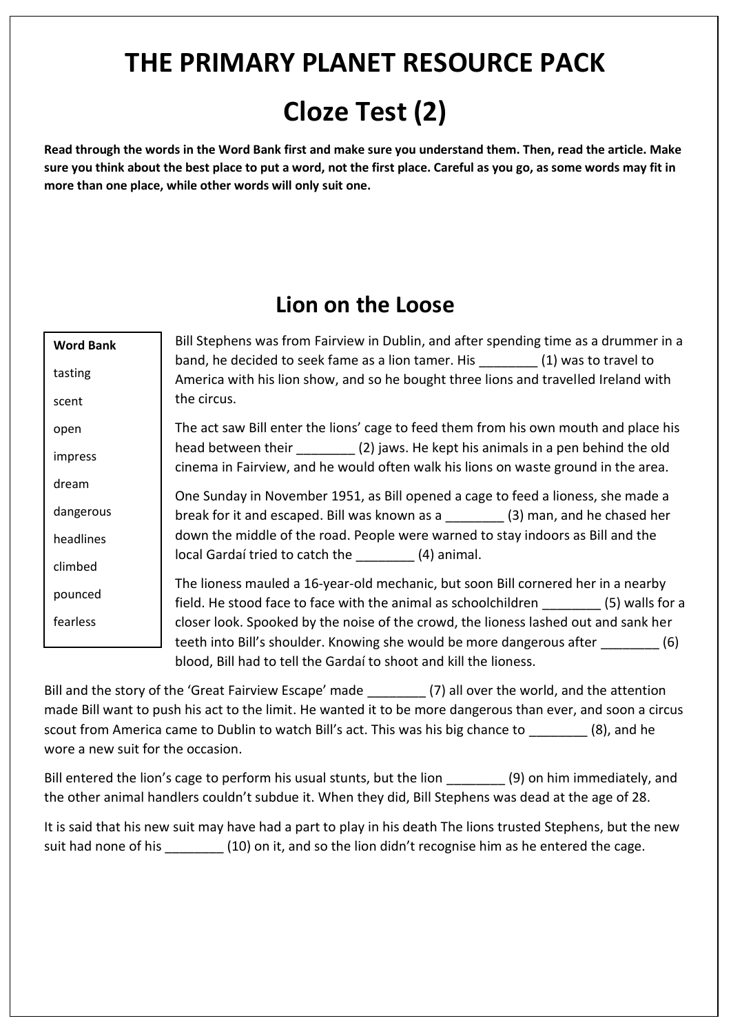# THE PRIMARY PLANET RESOURCE PACK

# Cloze Test (2)

**Read through the words in the Word Bank first and make sure you understand them. Then, read the article. Make sure you think about the best place to put a word, not the first place. Careful as you go, as some words may fit in more than one place, while other words will only suit one.**

## Lion on the Loose

| Word Bank |
|---|
| tasting |
| scent |
| open |
| impress |
| dream |
| dangerous |
| headlines |
| climbed |
| pounced |
| fearless |

Bill Stephens was from Fairview in Dublin, and after spending time as a drummer in a band, he decided to seek fame as a lion tamer. His ________ (1) was to travel to America with his lion show, and so he bought three lions and travelled Ireland with the circus.

The act saw Bill enter the lions' cage to feed them from his own mouth and place his head between their ________ (2) jaws. He kept his animals in a pen behind the old cinema in Fairview, and he would often walk his lions on waste ground in the area.

One Sunday in November 1951, as Bill opened a cage to feed a lioness, she made a break for it and escaped. Bill was known as a ________ (3) man, and he chased her down the middle of the road. People were warned to stay indoors as Bill and the local Gardaí tried to catch the ________ (4) animal.

The lioness mauled a 16-year-old mechanic, but soon Bill cornered her in a nearby field. He stood face to face with the animal as schoolchildren ________ (5) walls for a closer look. Spooked by the noise of the crowd, the lioness lashed out and sank her teeth into Bill's shoulder. Knowing she would be more dangerous after ________ (6) blood, Bill had to tell the Gardaí to shoot and kill the lioness.

Bill and the story of the 'Great Fairview Escape' made ________ (7) all over the world, and the attention made Bill want to push his act to the limit. He wanted it to be more dangerous than ever, and soon a circus scout from America came to Dublin to watch Bill's act. This was his big chance to ________ (8), and he wore a new suit for the occasion.

Bill entered the lion's cage to perform his usual stunts, but the lion ________ (9) on him immediately, and the other animal handlers couldn't subdue it. When they did, Bill Stephens was dead at the age of 28.

It is said that his new suit may have had a part to play in his death The lions trusted Stephens, but the new suit had none of his ________ (10) on it, and so the lion didn't recognise him as he entered the cage.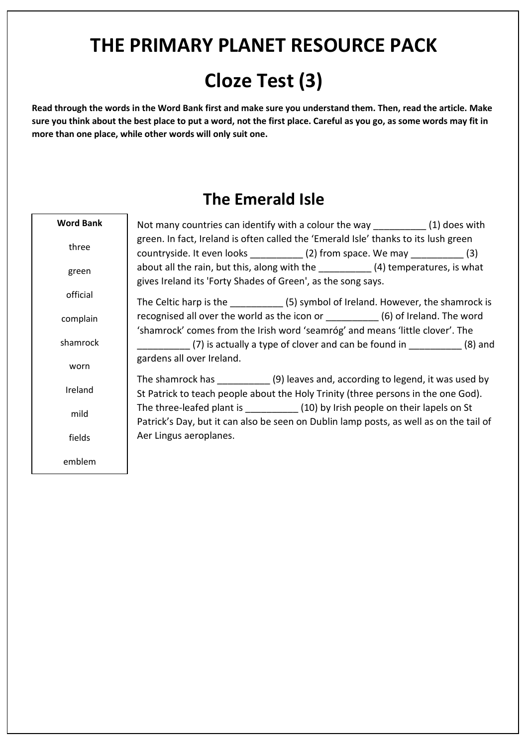# THE PRIMARY PLANET RESOURCE PACK

# Cloze Test (3)

**Read through the words in the Word Bank first and make sure you understand them. Then, read the article. Make sure you think about the best place to put a word, not the first place. Careful as you go, as some words may fit in more than one place, while other words will only suit one.**

## The Emerald Isle

| Word Bank |
|---|
| three |
| green |
| official |
| complain |
| shamrock |
| worn |
| Ireland |
| mild |
| fields |
| emblem |

Not many countries can identify with a colour the way __________ (1) does with green. In fact, Ireland is often called the 'Emerald Isle' thanks to its lush green countryside. It even looks __________ (2) from space. We may __________ (3) about all the rain, but this, along with the __________ (4) temperatures, is what gives Ireland its 'Forty Shades of Green', as the song says.

The Celtic harp is the __________ (5) symbol of Ireland. However, the shamrock is recognised all over the world as the icon or __________ (6) of Ireland. The word 'shamrock' comes from the Irish word 'seamróg' and means 'little clover'. The __________ (7) is actually a type of clover and can be found in __________ (8) and gardens all over Ireland.

The shamrock has __________ (9) leaves and, according to legend, it was used by St Patrick to teach people about the Holy Trinity (three persons in the one God). The three-leafed plant is __________ (10) by Irish people on their lapels on St Patrick's Day, but it can also be seen on Dublin lamp posts, as well as on the tail of Aer Lingus aeroplanes.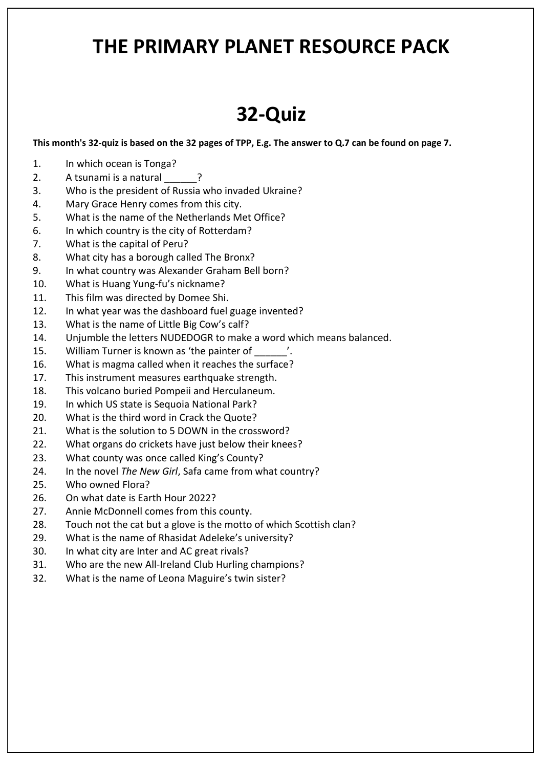# THE PRIMARY PLANET RESOURCE PACK

# 32-Quiz

**This month's 32-quiz is based on the 32 pages of TPP, E.g. The answer to Q.7 can be found on page 7.**

1. In which ocean is Tonga?
2. A tsunami is a natural ______?
3. Who is the president of Russia who invaded Ukraine?
4. Mary Grace Henry comes from this city.
5. What is the name of the Netherlands Met Office?
6. In which country is the city of Rotterdam?
7. What is the capital of Peru?
8. What city has a borough called The Bronx?
9. In what country was Alexander Graham Bell born?
10. What is Huang Yung-fu's nickname?
11. This film was directed by Domee Shi.
12. In what year was the dashboard fuel guage invented?
13. What is the name of Little Big Cow's calf?
14. Unjumble the letters NUDEDOGR to make a word which means balanced.
15. William Turner is known as 'the painter of ______'.
16. What is magma called when it reaches the surface?
17. This instrument measures earthquake strength.
18. This volcano buried Pompeii and Herculaneum.
19. In which US state is Sequoia National Park?
20. What is the third word in Crack the Quote?
21. What is the solution to 5 DOWN in the crossword?
22. What organs do crickets have just below their knees?
23. What county was once called King's County?
24. In the novel *The New Girl*, Safa came from what country?
25. Who owned Flora?
26. On what date is Earth Hour 2022?
27. Annie McDonnell comes from this county.
28. Touch not the cat but a glove is the motto of which Scottish clan?
29. What is the name of Rhasidat Adeleke's university?
30. In what city are Inter and AC great rivals?
31. Who are the new All-Ireland Club Hurling champions?
32. What is the name of Leona Maguire's twin sister?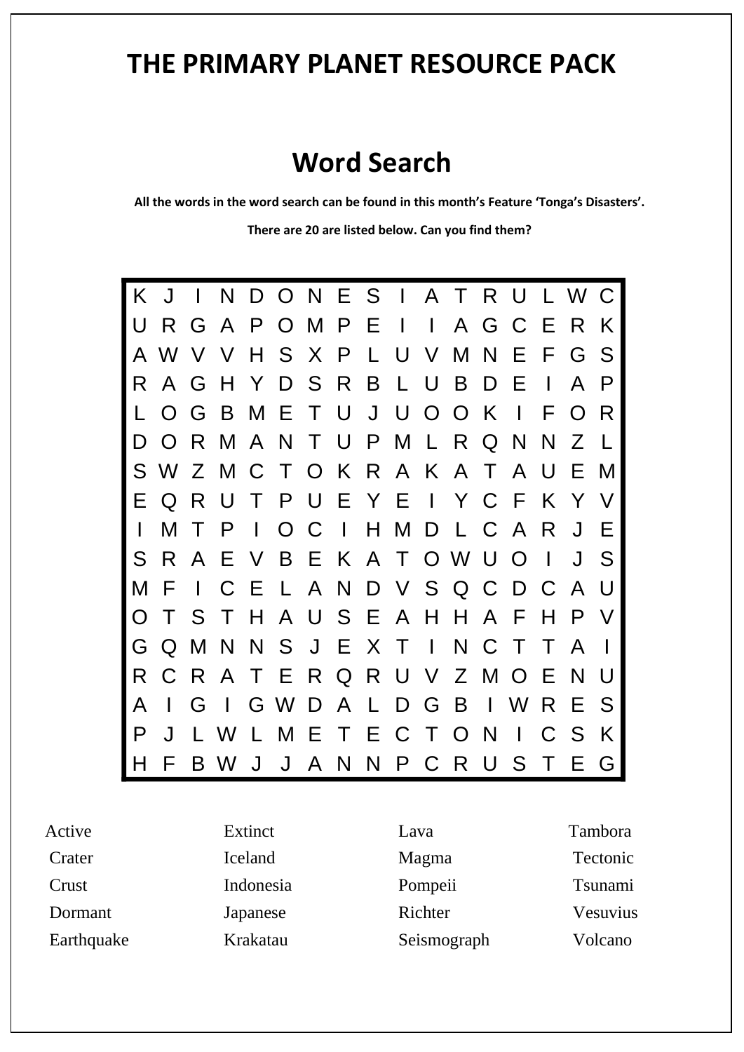# THE PRIMARY PLANET RESOURCE PACK

## Word Search

**All the words in the word search can be found in this month's Feature 'Tonga's Disasters'.**

**There are 20 are listed below. Can you find them?**

```
K J I N D O N E S I A T R U L W C
U R G A P O M P E I I A G C E R K
A W V V H S X P L U V M N E F G S
R A G H Y D S R B L U B D E I A P
L O G B M E T U J U O O K I F O R
D O R M A N T U P M L R Q N N Z L
S W Z M C T O K R A K A T A U E M
E Q R U T P U E Y E I Y C F K Y V
I M T P I O C I H M D L C A R J E
S R A E V B E K A T O W U O I J S
M F I C E L A N D V S Q C D C A U
O T S T H A U S E A H H A F H P V
G Q M N N S J E X T I N C T T A I
R C R A T E R Q R U V Z M O E N U
A I G I G W D A L D G B I W R E S
P J L W L M E T E C T O N I C S K
H F B W J J A N N P C R U S T E G
```

| | | | |
|---|---|---|---|
| Active | Extinct | Lava | Tambora |
| Crater | Iceland | Magma | Tectonic |
| Crust | Indonesia | Pompeii | Tsunami |
| Dormant | Japanese | Richter | Vesuvius |
| Earthquake | Krakatau | Seismograph | Volcano |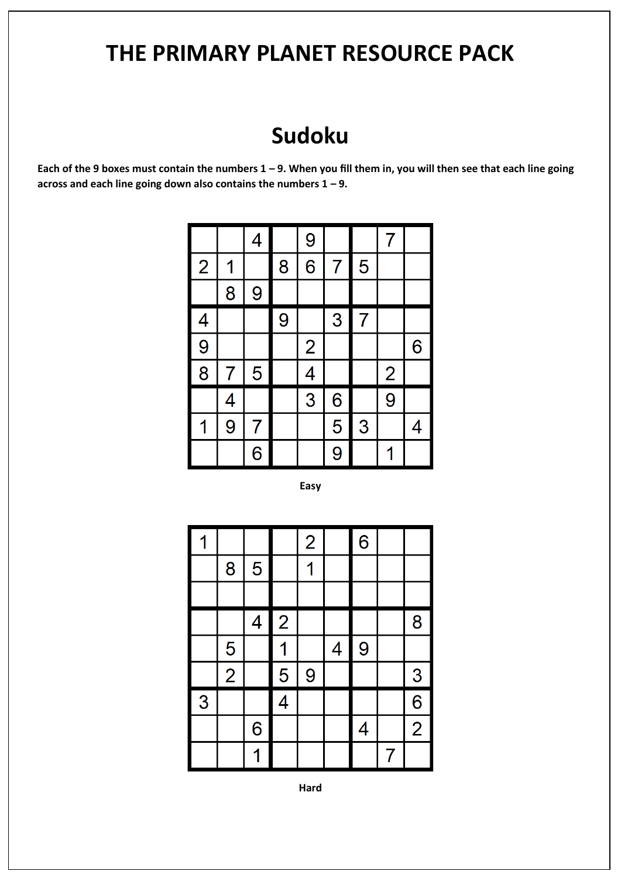# THE PRIMARY PLANET RESOURCE PACK

## Sudoku

**Each of the 9 boxes must contain the numbers 1 – 9. When you fill them in, you will then see that each line going across and each line going down also contains the numbers 1 – 9.**

| | | | | | | | | |
|---|---|---|---|---|---|---|---|---|
| | | 4 | | 9 | | | 7 | |
| 2 | 1 | | 8 | 6 | 7 | 5 | | |
| | 8 | 9 | | | | | | |
| 4 | | | 9 | | 3 | 7 | | |
| 9 | | | | 2 | | | | 6 |
| 8 | 7 | 5 | | 4 | | | 2 | |
| | 4 | | | 3 | 6 | | 9 | |
| 1 | 9 | 7 | | | 5 | 3 | | 4 |
| | | 6 | | | 9 | | 1 | |

**Easy**

| | | | | | | | | |
|---|---|---|---|---|---|---|---|---|
| 1 | | | | 2 | | 6 | | |
| | 8 | 5 | | 1 | | | | |
| | | | | | | | | |
| | | 4 | 2 | | | | | 8 |
| | 5 | | 1 | | 4 | 9 | | |
| | 2 | | 5 | 9 | | | | 3 |
| 3 | | | 4 | | | | | 6 |
| | | 6 | | | | 4 | | 2 |
| | | 1 | | | | | 7 | |

**Hard**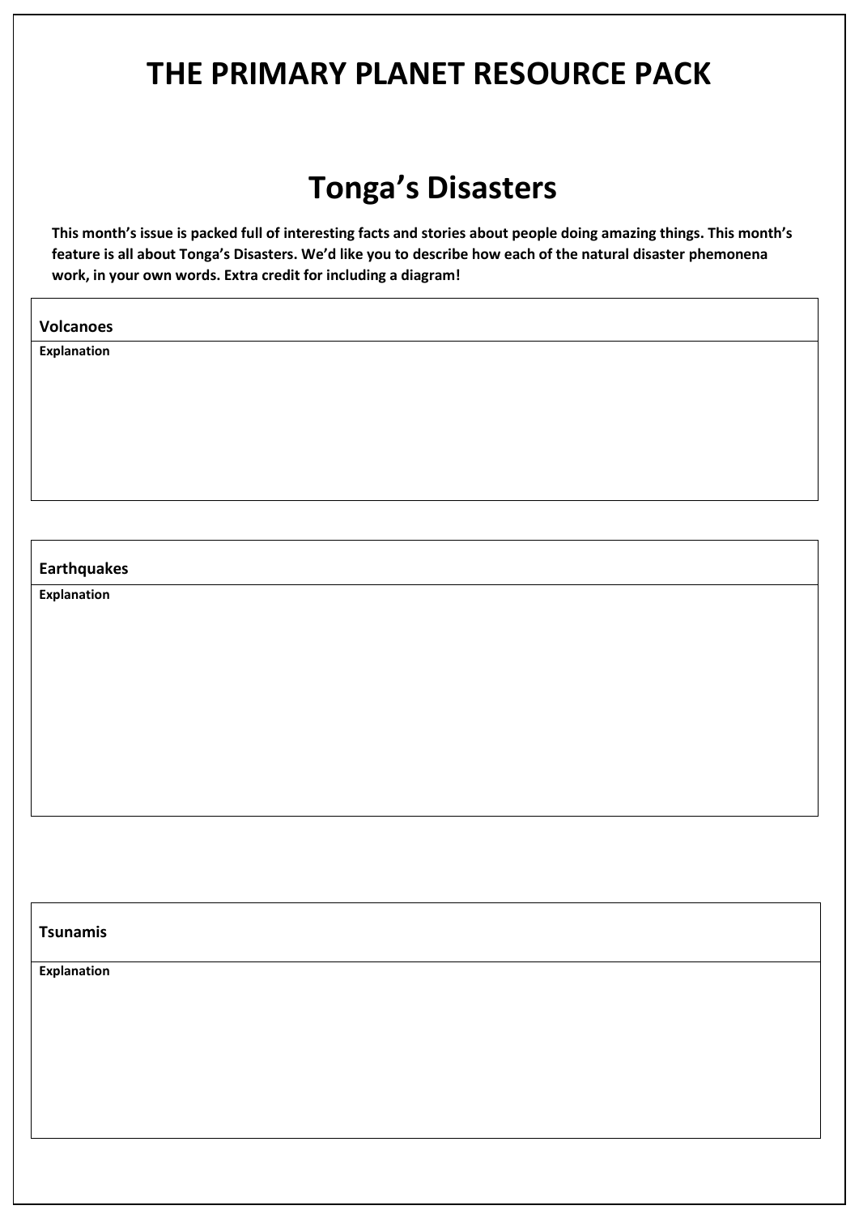# THE PRIMARY PLANET RESOURCE PACK

## Tonga's Disasters

**This month's issue is packed full of interesting facts and stories about people doing amazing things. This month's feature is all about Tonga's Disasters. We'd like you to describe how each of the natural disaster phemonena work, in your own words. Extra credit for including a diagram!**

| **Volcanoes** |
|---|
| **Explanation** |

| **Earthquakes** |
|---|
| **Explanation** |

| **Tsunamis** |
|---|
| **Explanation** |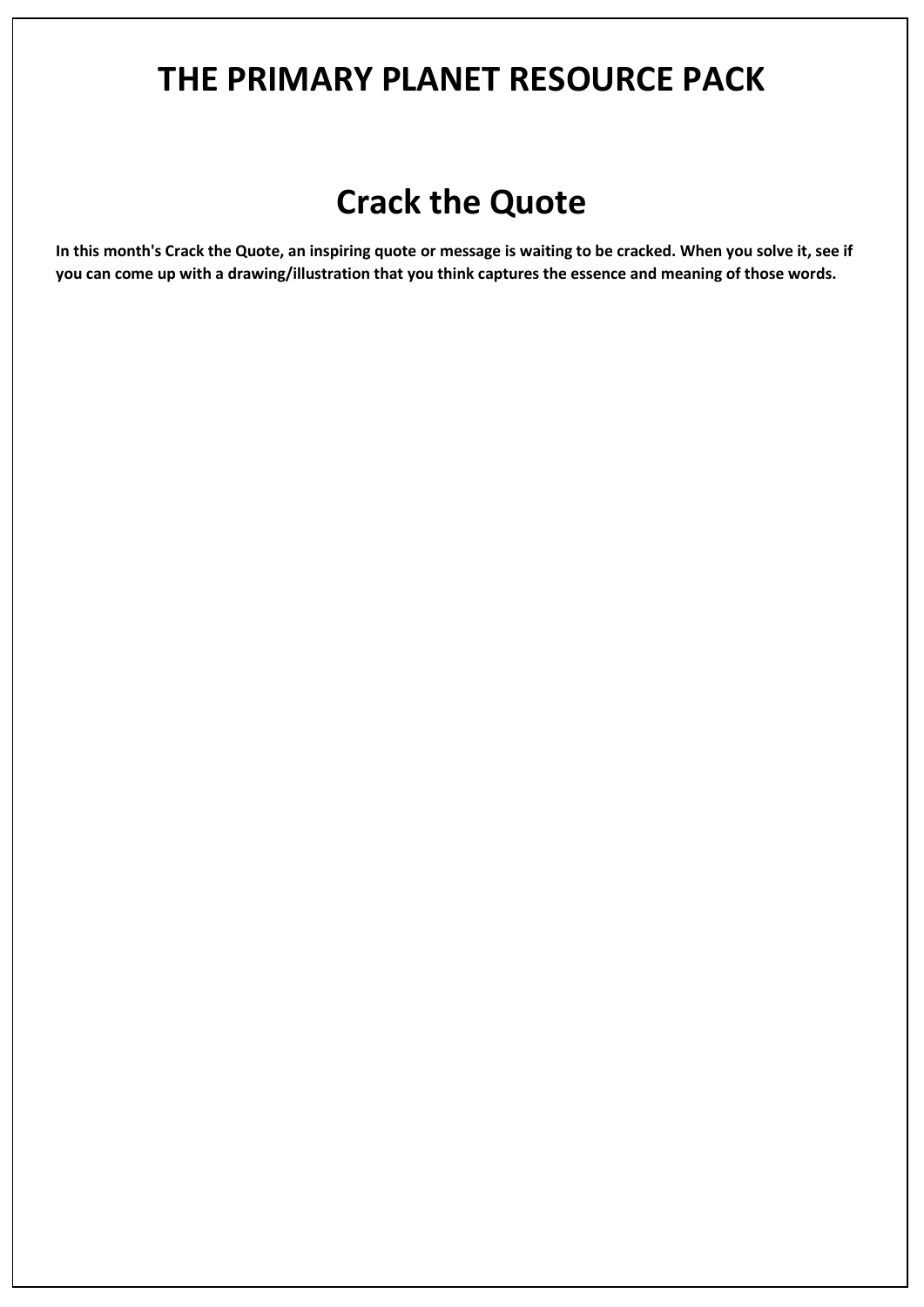# THE PRIMARY PLANET RESOURCE PACK

## Crack the Quote

**In this month's Crack the Quote, an inspiring quote or message is waiting to be cracked. When you solve it, see if you can come up with a drawing/illustration that you think captures the essence and meaning of those words.**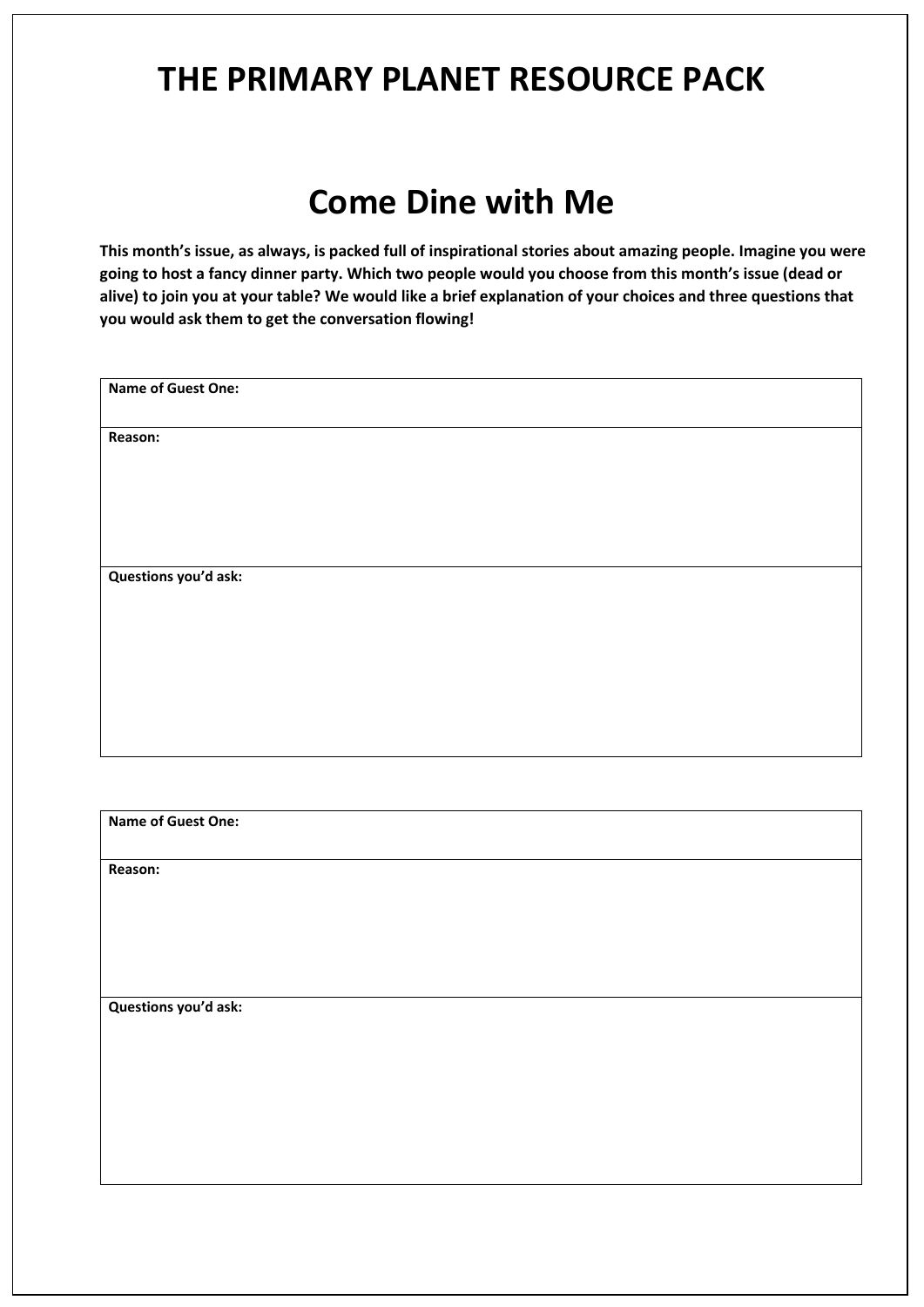# THE PRIMARY PLANET RESOURCE PACK

## Come Dine with Me

**This month's issue, as always, is packed full of inspirational stories about amazing people. Imagine you were going to host a fancy dinner party. Which two people would you choose from this month's issue (dead or alive) to join you at your table? We would like a brief explanation of your choices and three questions that you would ask them to get the conversation flowing!**

| **Name of Guest One:** |
| --- |
| **Reason:** |
| **Questions you'd ask:** |

| **Name of Guest One:** |
| --- |
| **Reason:** |
| **Questions you'd ask:** |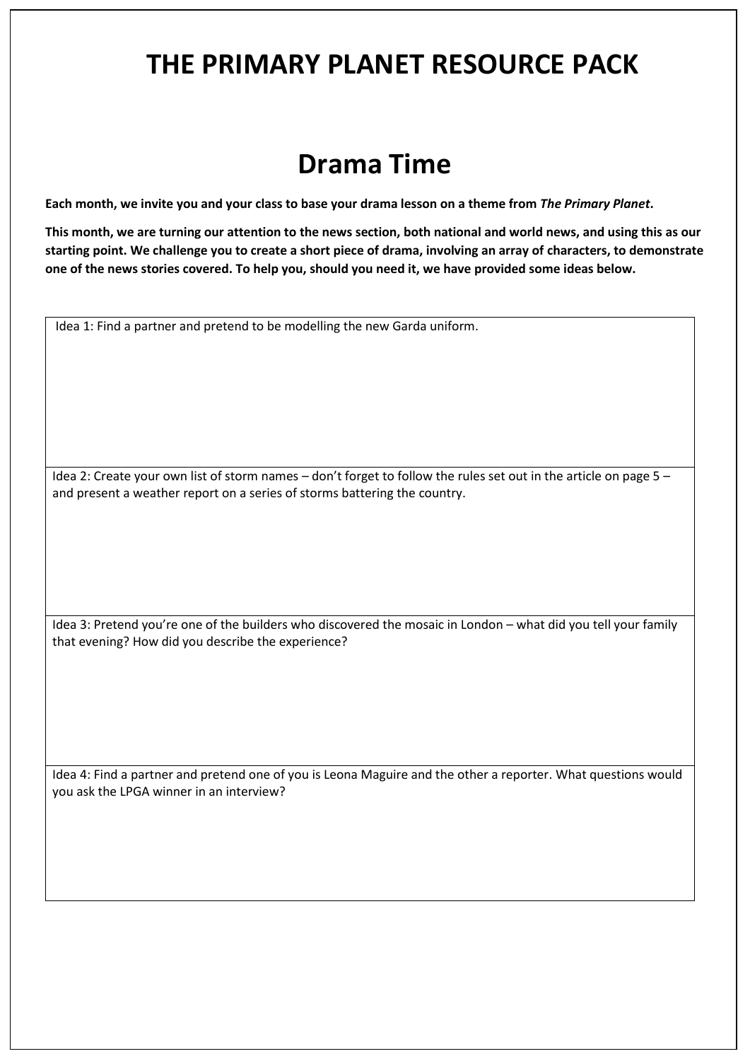# THE PRIMARY PLANET RESOURCE PACK

## Drama Time

**Each month, we invite you and your class to base your drama lesson on a theme from *The Primary Planet*.**

**This month, we are turning our attention to the news section, both national and world news, and using this as our starting point. We challenge you to create a short piece of drama, involving an array of characters, to demonstrate one of the news stories covered. To help you, should you need it, we have provided some ideas below.**

| Idea 1: Find a partner and pretend to be modelling the new Garda uniform. |
|---|
| Idea 2: Create your own list of storm names – don't forget to follow the rules set out in the article on page 5 – and present a weather report on a series of storms battering the country. |
| Idea 3: Pretend you're one of the builders who discovered the mosaic in London – what did you tell your family that evening? How did you describe the experience? |
| Idea 4: Find a partner and pretend one of you is Leona Maguire and the other a reporter. What questions would you ask the LPGA winner in an interview? |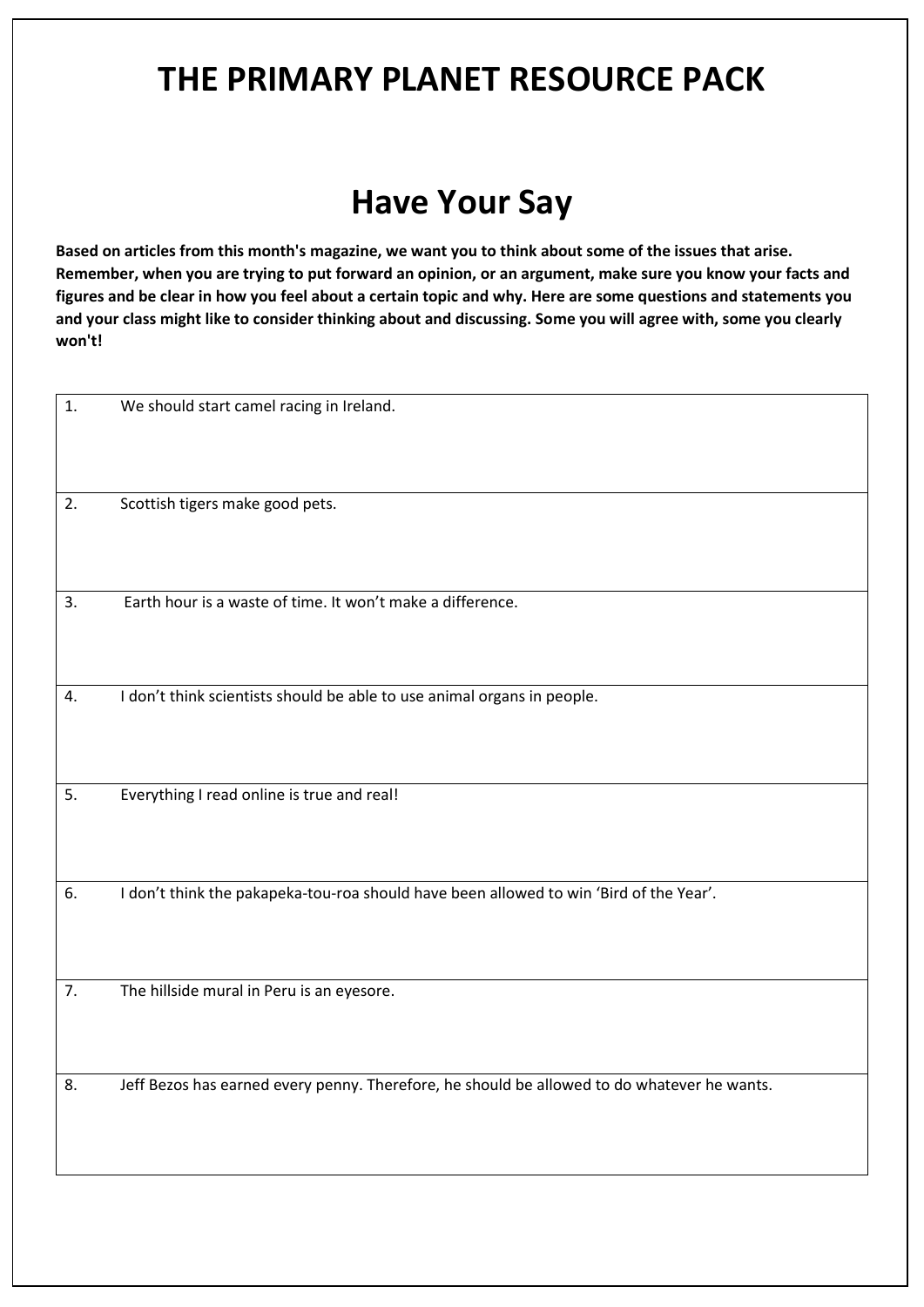# THE PRIMARY PLANET RESOURCE PACK

## Have Your Say

**Based on articles from this month's magazine, we want you to think about some of the issues that arise. Remember, when you are trying to put forward an opinion, or an argument, make sure you know your facts and figures and be clear in how you feel about a certain topic and why. Here are some questions and statements you and your class might like to consider thinking about and discussing. Some you will agree with, some you clearly won't!**

| | |
|---|---|
| 1. | We should start camel racing in Ireland. |
| 2. | Scottish tigers make good pets. |
| 3. | Earth hour is a waste of time. It won't make a difference. |
| 4. | I don't think scientists should be able to use animal organs in people. |
| 5. | Everything I read online is true and real! |
| 6. | I don't think the pakapeka-tou-roa should have been allowed to win 'Bird of the Year'. |
| 7. | The hillside mural in Peru is an eyesore. |
| 8. | Jeff Bezos has earned every penny. Therefore, he should be allowed to do whatever he wants. |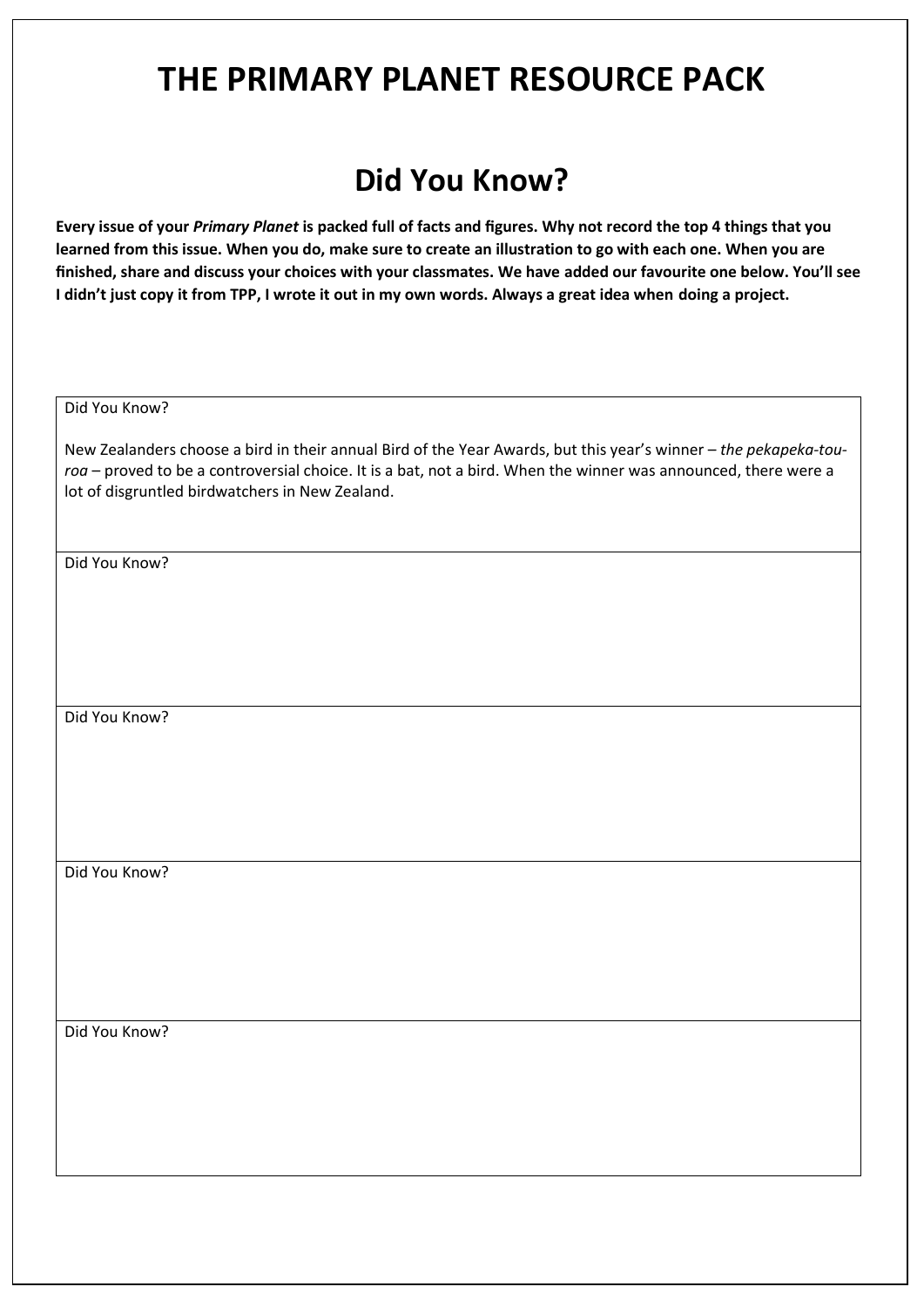# THE PRIMARY PLANET RESOURCE PACK

## Did You Know?

**Every issue of your *Primary Planet* is packed full of facts and figures. Why not record the top 4 things that you learned from this issue. When you do, make sure to create an illustration to go with each one. When you are finished, share and discuss your choices with your classmates. We have added our favourite one below. You'll see I didn't just copy it from TPP, I wrote it out in my own words. Always a great idea when doing a project.**

| Did You Know? |
| --- |
| New Zealanders choose a bird in their annual Bird of the Year Awards, but this year's winner – *the pekapeka-tou-roa* – proved to be a controversial choice. It is a bat, not a bird. When the winner was announced, there were a lot of disgruntled birdwatchers in New Zealand. |
| Did You Know? |
| Did You Know? |
| Did You Know? |
| Did You Know? |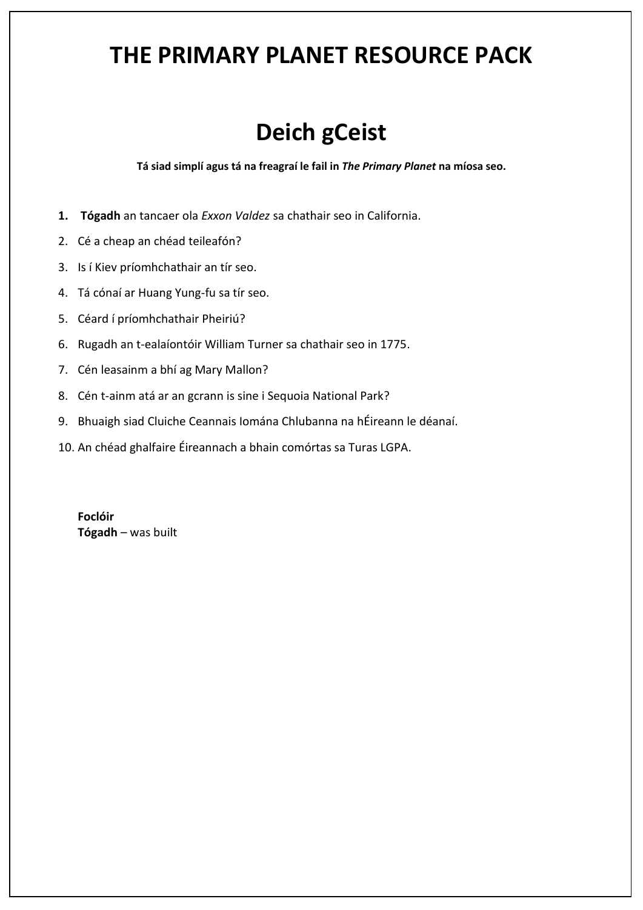# THE PRIMARY PLANET RESOURCE PACK

## Deich gCeist

**Tá siad simplí agus tá na freagraí le fail in *The Primary Planet* na míosa seo.**

1. **Tógadh** an tancaer ola *Exxon Valdez* sa chathair seo in California.
2. Cé a cheap an chéad teileafón?
3. Is í Kiev príomhchathair an tír seo.
4. Tá cónaí ar Huang Yung-fu sa tír seo.
5. Céard í príomhchathair Pheiriú?
6. Rugadh an t-ealaíontóir William Turner sa chathair seo in 1775.
7. Cén leasainm a bhí ag Mary Mallon?
8. Cén t-ainm atá ar an gcrann is sine i Sequoia National Park?
9. Bhuaigh siad Cluiche Ceannais Iomána Chlubanna na hÉireann le déanaí.
10. An chéad ghalfaire Éireannach a bhain comórtas sa Turas LGPA.

**Foclóir**
**Tógadh** – was built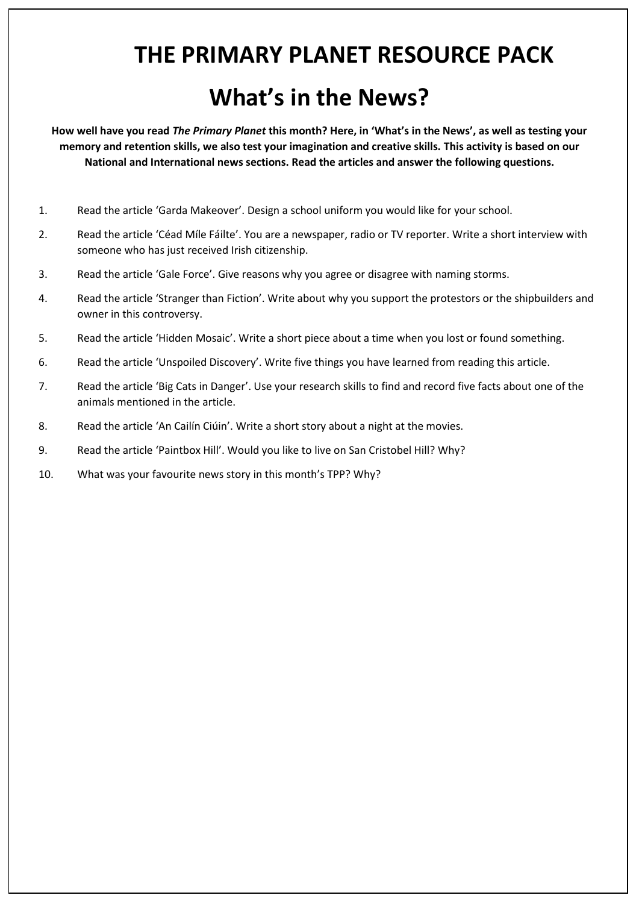# THE PRIMARY PLANET RESOURCE PACK

## What's in the News?

**How well have you read *The Primary Planet* this month? Here, in 'What's in the News', as well as testing your memory and retention skills, we also test your imagination and creative skills. This activity is based on our National and International news sections. Read the articles and answer the following questions.**

1. Read the article 'Garda Makeover'. Design a school uniform you would like for your school.
2. Read the article 'Céad Míle Fáilte'. You are a newspaper, radio or TV reporter. Write a short interview with someone who has just received Irish citizenship.
3. Read the article 'Gale Force'. Give reasons why you agree or disagree with naming storms.
4. Read the article 'Stranger than Fiction'. Write about why you support the protestors or the shipbuilders and owner in this controversy.
5. Read the article 'Hidden Mosaic'. Write a short piece about a time when you lost or found something.
6. Read the article 'Unspoiled Discovery'. Write five things you have learned from reading this article.
7. Read the article 'Big Cats in Danger'. Use your research skills to find and record five facts about one of the animals mentioned in the article.
8. Read the article 'An Cailín Ciúin'. Write a short story about a night at the movies.
9. Read the article 'Paintbox Hill'. Would you like to live on San Cristobel Hill? Why?
10. What was your favourite news story in this month's TPP? Why?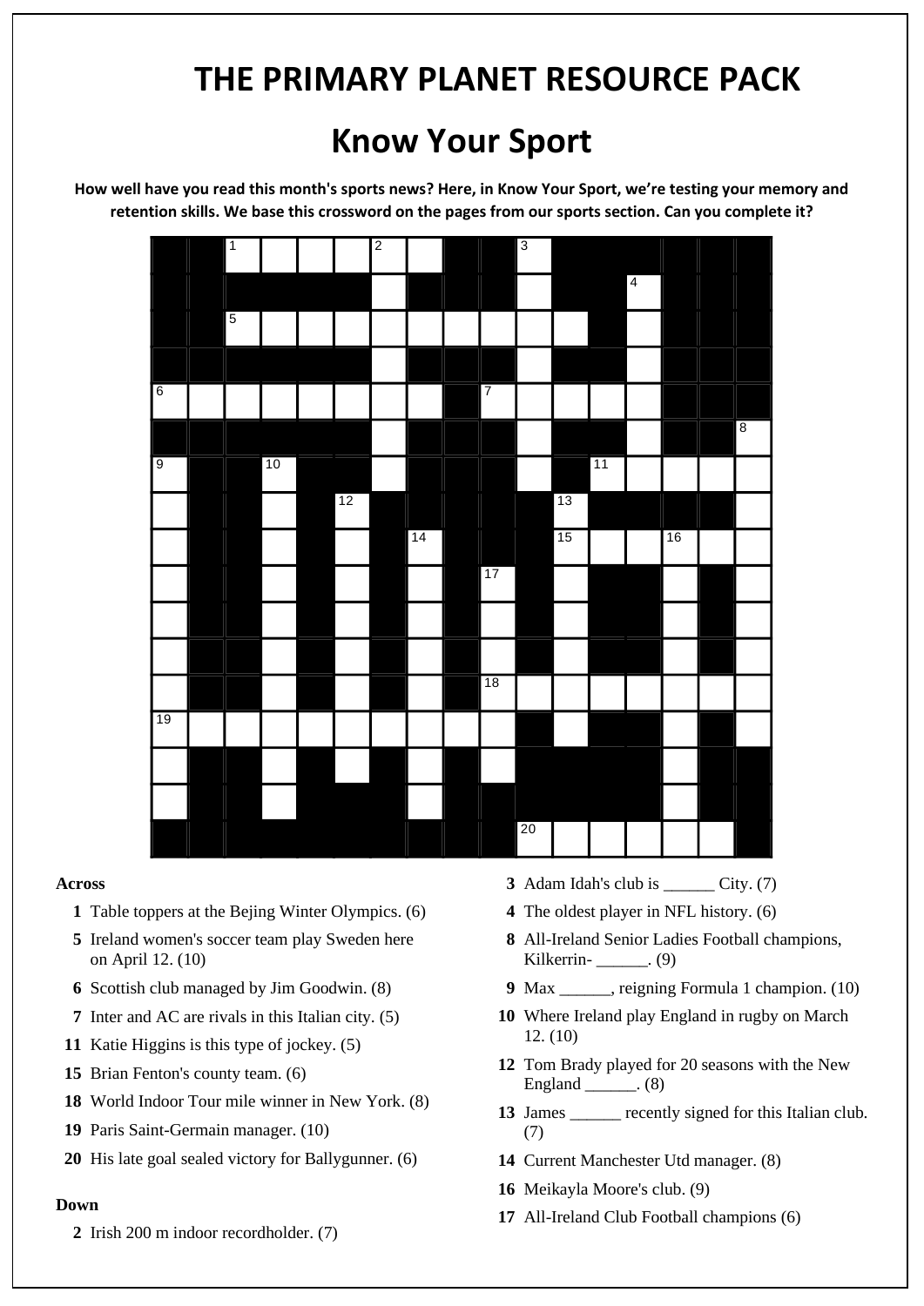# THE PRIMARY PLANET RESOURCE PACK

## Know Your Sport

**How well have you read this month's sports news? Here, in Know Your Sport, we're testing your memory and retention skills. We base this crossword on the pages from our sports section. Can you complete it?**

**Across**

1 Table toppers at the Bejing Winter Olympics. (6)

5 Ireland women's soccer team play Sweden here on April 12. (10)

6 Scottish club managed by Jim Goodwin. (8)

7 Inter and AC are rivals in this Italian city. (5)

11 Katie Higgins is this type of jockey. (5)

15 Brian Fenton's county team. (6)

18 World Indoor Tour mile winner in New York. (8)

19 Paris Saint-Germain manager. (10)

20 His late goal sealed victory for Ballygunner. (6)

**Down**

2 Irish 200 m indoor recordholder. (7)

3 Adam Idah's club is ______ City. (7)

4 The oldest player in NFL history. (6)

8 All-Ireland Senior Ladies Football champions, Kilkerrin- ______. (9)

9 Max ______, reigning Formula 1 champion. (10)

10 Where Ireland play England in rugby on March 12. (10)

12 Tom Brady played for 20 seasons with the New England ______. (8)

13 James ______ recently signed for this Italian club. (7)

14 Current Manchester Utd manager. (8)

16 Meikayla Moore's club. (9)

17 All-Ireland Club Football champions (6)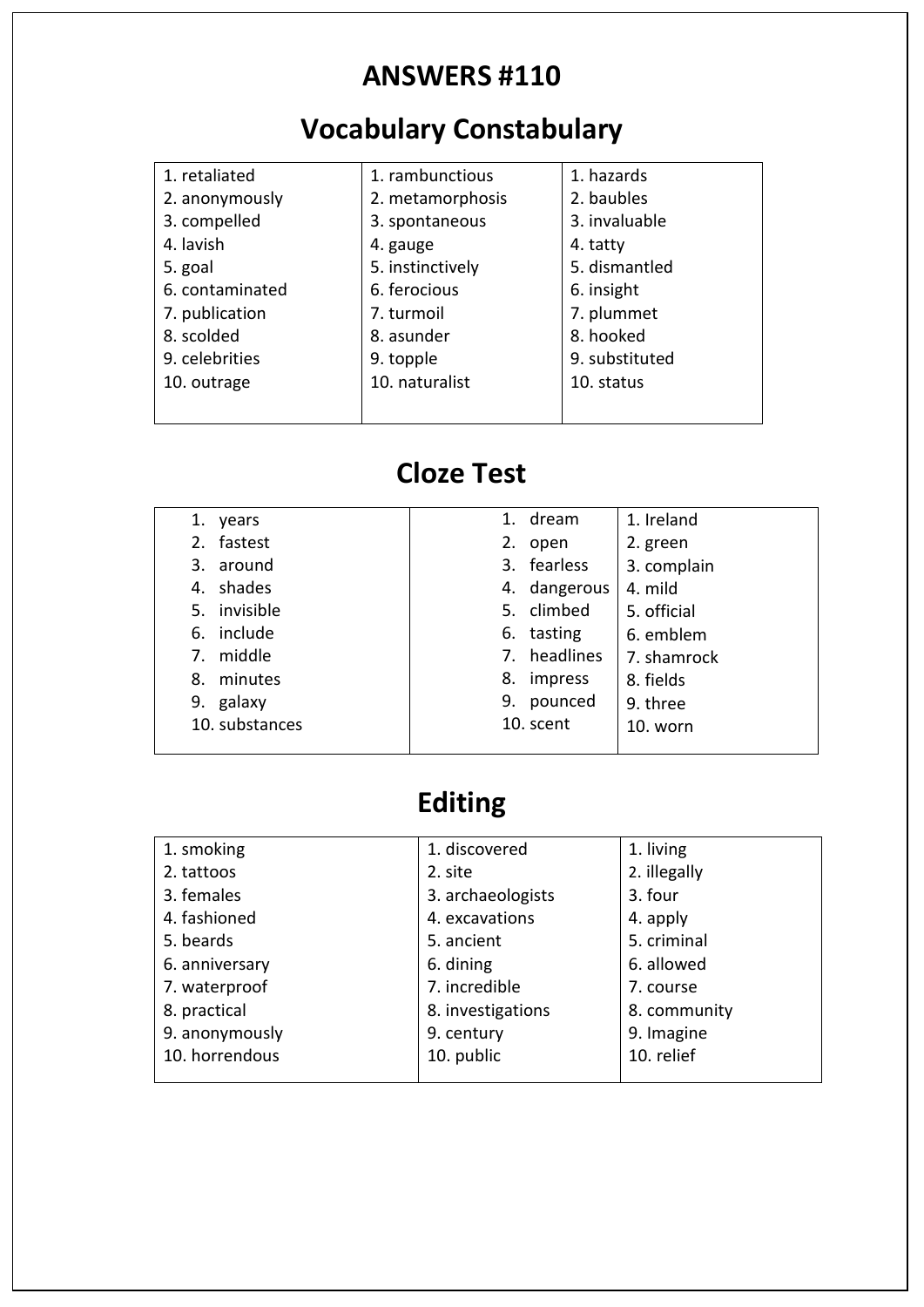# ANSWERS #110

## Vocabulary Constabulary

| | | |
|---|---|---|
| 1. retaliated | 1. rambunctious | 1. hazards |
| 2. anonymously | 2. metamorphosis | 2. baubles |
| 3. compelled | 3. spontaneous | 3. invaluable |
| 4. lavish | 4. gauge | 4. tatty |
| 5. goal | 5. instinctively | 5. dismantled |
| 6. contaminated | 6. ferocious | 6. insight |
| 7. publication | 7. turmoil | 7. plummet |
| 8. scolded | 8. asunder | 8. hooked |
| 9. celebrities | 9. topple | 9. substituted |
| 10. outrage | 10. naturalist | 10. status |

## Cloze Test

| | | |
|---|---|---|
| 1. years | 1. dream | 1. Ireland |
| 2. fastest | 2. open | 2. green |
| 3. around | 3. fearless | 3. complain |
| 4. shades | 4. dangerous | 4. mild |
| 5. invisible | 5. climbed | 5. official |
| 6. include | 6. tasting | 6. emblem |
| 7. middle | 7. headlines | 7. shamrock |
| 8. minutes | 8. impress | 8. fields |
| 9. galaxy | 9. pounced | 9. three |
| 10. substances | 10. scent | 10. worn |

## Editing

| | | |
|---|---|---|
| 1. smoking | 1. discovered | 1. living |
| 2. tattoos | 2. site | 2. illegally |
| 3. females | 3. archaeologists | 3. four |
| 4. fashioned | 4. excavations | 4. apply |
| 5. beards | 5. ancient | 5. criminal |
| 6. anniversary | 6. dining | 6. allowed |
| 7. waterproof | 7. incredible | 7. course |
| 8. practical | 8. investigations | 8. community |
| 9. anonymously | 9. century | 9. Imagine |
| 10. horrendous | 10. public | 10. relief |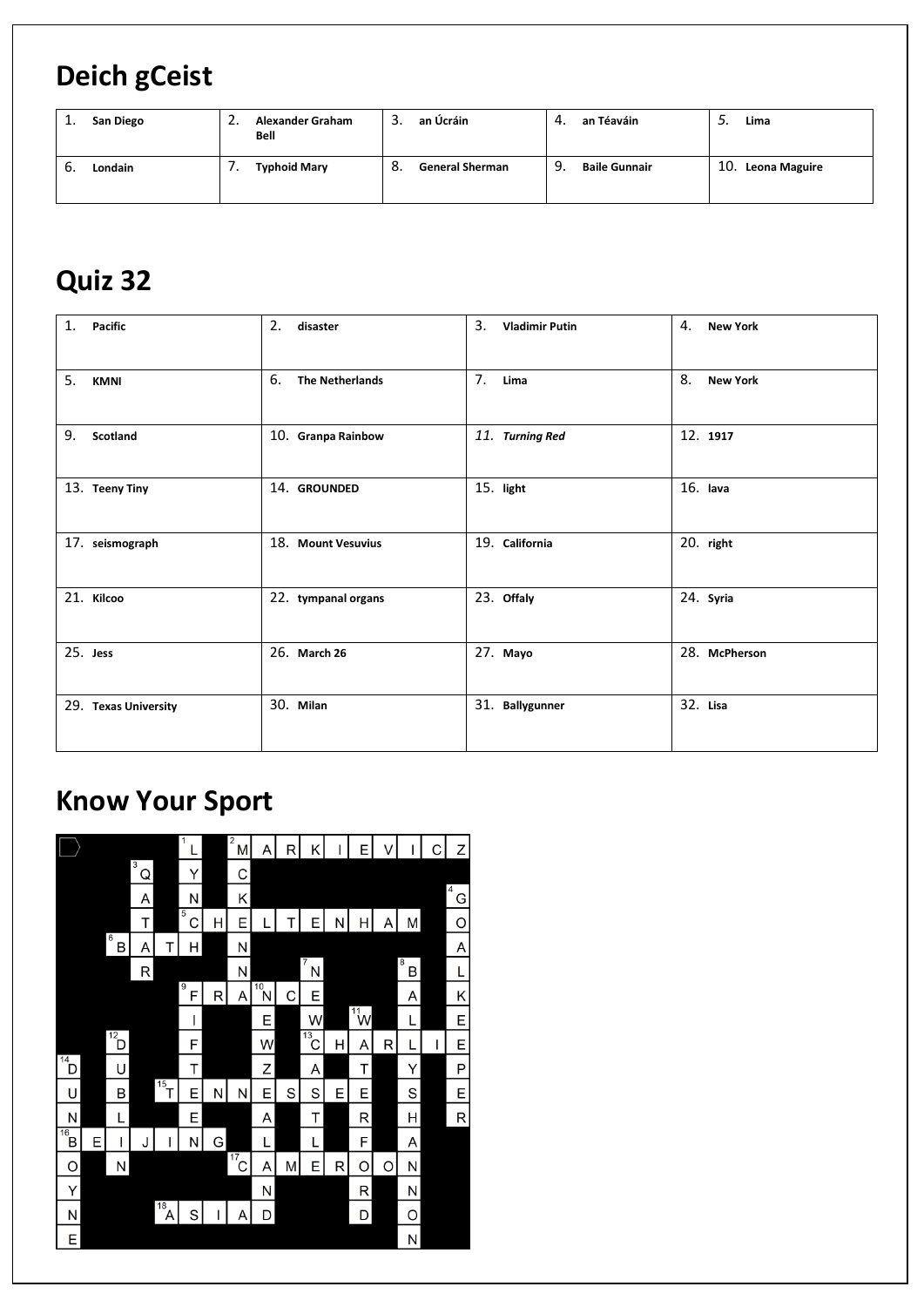## Deich gCeist

| 1. San Diego | 2. Alexander Graham Bell | 3. an Úcráin | 4. an Téaváin | 5. Lima |
|---|---|---|---|---|
| 6. Londain | 7. Typhoid Mary | 8. General Sherman | 9. Baile Gunnair | 10. Leona Maguire |

## Quiz 32

| 1. Pacific | 2. disaster | 3. Vladimir Putin | 4. New York |
|---|---|---|---|
| 5. KMNI | 6. The Netherlands | 7. Lima | 8. New York |
| 9. Scotland | 10. Granpa Rainbow | 11. *Turning Red* | 12. 1917 |
| 13. Teeny Tiny | 14. GROUNDED | 15. light | 16. lava |
| 17. seismograph | 18. Mount Vesuvius | 19. California | 20. right |
| 21. Kilcoo | 22. tympanal organs | 23. Offaly | 24. Syria |
| 25. Jess | 26. March 26 | 27. Mayo | 28. McPherson |
| 29. Texas University | 30. Milan | 31. Ballygunner | 32. Lisa |

## Know Your Sport

| | | | | | 1 L | | 2 M | A | R | K | I | E | V | I | C | Z |
|---|---|---|---|---|---|---|---|---|---|---|---|---|---|---|---|---|
| | | | 3 Q | | Y | | C | | | | | | | | | |
| | | | A | | N | | K | | | | | | | | | 4 G |
| | | | T | | 5 C | H | E | L | T | E | N | H | A | M | | O |
| | | 6 B | A | T | H | | N | | | | | | | | | A |
| | | | R | | | | N | | | 7 N | | | | 8 B | | L |
| | | | | | 9 F | R | A | 10 N | C | E | | | | A | | K |
| | | | | | I | | | E | | W | | 11 W | | L | | E |
| | | 12 D | | | F | | | W | | 13 C | H | A | R | L | I | E |
| 14 D | | U | | | T | | | Z | | A | | T | | Y | | P |
| U | | B | | 15 T | E | N | N | E | S | S | E | E | | S | | E |
| N | | L | | | E | | | A | | T | | R | | H | | R |
| 16 B | E | I | J | I | N | G | | L | | L | | F | | A | | |
| O | | N | | | | | 17 C | A | M | E | R | O | O | N | | |
| Y | | | | | | | | N | | | | R | | N | | |
| N | | | | 18 A | S | I | A | D | | | | D | | O | | |
| E | | | | | | | | | | | | | | N | | |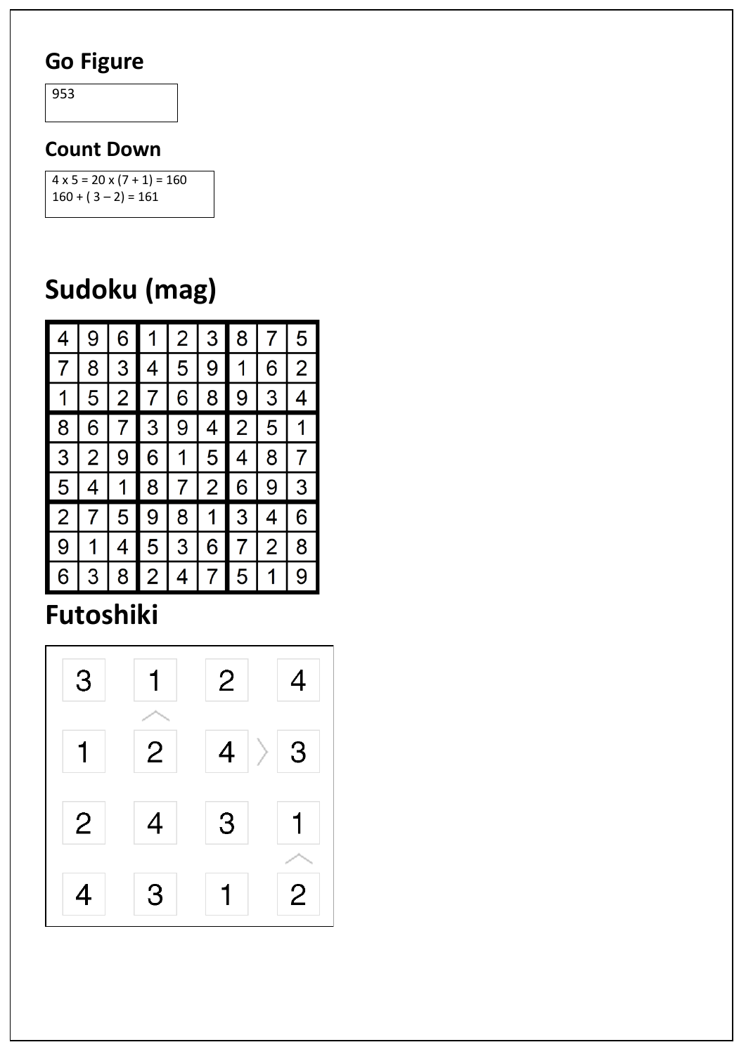## Go Figure

953

## Count Down

4 x 5 = 20 x (7 + 1) = 160
160 + ( 3 – 2) = 161

# Sudoku (mag)

| | | | | | | | | |
|---|---|---|---|---|---|---|---|---|
| 4 | 9 | 6 | 1 | 2 | 3 | 8 | 7 | 5 |
| 7 | 8 | 3 | 4 | 5 | 9 | 1 | 6 | 2 |
| 1 | 5 | 2 | 7 | 6 | 8 | 9 | 3 | 4 |
| 8 | 6 | 7 | 3 | 9 | 4 | 2 | 5 | 1 |
| 3 | 2 | 9 | 6 | 1 | 5 | 4 | 8 | 7 |
| 5 | 4 | 1 | 8 | 7 | 2 | 6 | 9 | 3 |
| 2 | 7 | 5 | 9 | 8 | 1 | 3 | 4 | 6 |
| 9 | 1 | 4 | 5 | 3 | 6 | 7 | 2 | 8 |
| 6 | 3 | 8 | 2 | 4 | 7 | 5 | 1 | 9 |

# Futoshiki

| | | | | | | |
|---|---|---|---|---|---|---|
| 3 | | 1 | | 2 | | 4 |
| | | ∧ | | | | |
| 1 | | 2 | | 4 | > | 3 |
| 2 | | 4 | | 3 | | 1 |
| | | | | | | ∧ |
| 4 | | 3 | | 1 | | 2 |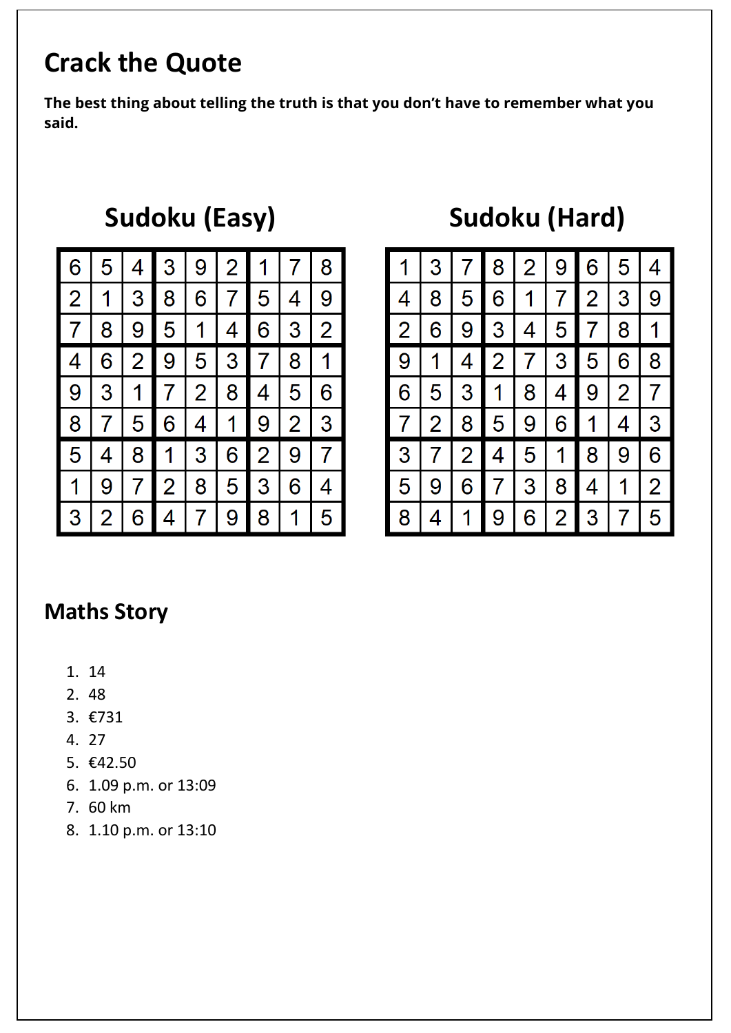# Crack the Quote

**The best thing about telling the truth is that you don't have to remember what you said.**

## Sudoku (Easy)

| | | | | | | | | |
|---|---|---|---|---|---|---|---|---|
| 6 | 5 | 4 | 3 | 9 | 2 | 1 | 7 | 8 |
| 2 | 1 | 3 | 8 | 6 | 7 | 5 | 4 | 9 |
| 7 | 8 | 9 | 5 | 1 | 4 | 6 | 3 | 2 |
| 4 | 6 | 2 | 9 | 5 | 3 | 7 | 8 | 1 |
| 9 | 3 | 1 | 7 | 2 | 8 | 4 | 5 | 6 |
| 8 | 7 | 5 | 6 | 4 | 1 | 9 | 2 | 3 |
| 5 | 4 | 8 | 1 | 3 | 6 | 2 | 9 | 7 |
| 1 | 9 | 7 | 2 | 8 | 5 | 3 | 6 | 4 |
| 3 | 2 | 6 | 4 | 7 | 9 | 8 | 1 | 5 |

## Sudoku (Hard)

| | | | | | | | | |
|---|---|---|---|---|---|---|---|---|
| 1 | 3 | 7 | 8 | 2 | 9 | 6 | 5 | 4 |
| 4 | 8 | 5 | 6 | 1 | 7 | 2 | 3 | 9 |
| 2 | 6 | 9 | 3 | 4 | 5 | 7 | 8 | 1 |
| 9 | 1 | 4 | 2 | 7 | 3 | 5 | 6 | 8 |
| 6 | 5 | 3 | 1 | 8 | 4 | 9 | 2 | 7 |
| 7 | 2 | 8 | 5 | 9 | 6 | 1 | 4 | 3 |
| 3 | 7 | 2 | 4 | 5 | 1 | 8 | 9 | 6 |
| 5 | 9 | 6 | 7 | 3 | 8 | 4 | 1 | 2 |
| 8 | 4 | 1 | 9 | 6 | 2 | 3 | 7 | 5 |

## Maths Story

1. 14
2. 48
3. €731
4. 27
5. €42.50
6. 1.09 p.m. or 13:09
7. 60 km
8. 1.10 p.m. or 13:10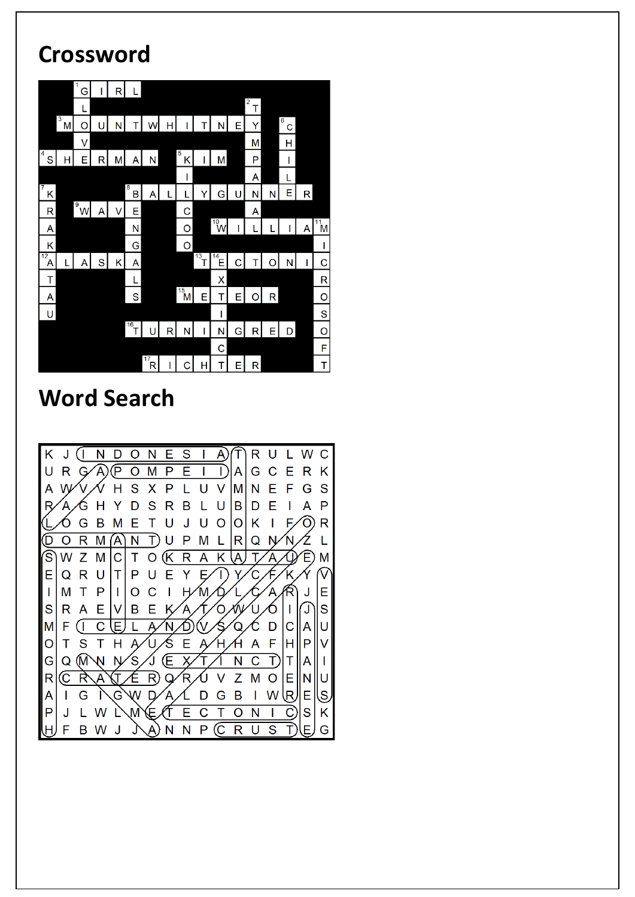# Crossword

| | | | | | | | | | | | | | | | | |
|---|---|---|---|---|---|---|---|---|---|---|---|---|---|---|---|---|
| | | 1 G | I | R | L | | | | | | | | | | | |
| | | L | | | | | | | | | | 2 T | | | | |
| | 3 M | O | U | N | T | W | H | I | T | N | E | Y | | 6 C | | |
| | | V | | | | | | | | | | M | | H | | |
| 4 S | H | E | R | M | A | N | | 5 K | I | M | | P | | I | | |
| | | | | | | | | I | | | | A | | L | | |
| 7 K | | | | | 8 B | A | L | L | Y | G | U | N | N | E | R | |
| R | | 9 W | A | V | E | | | C | | | | A | | | | |
| A | | | | | N | | | O | | 10 W | I | L | L | I | A | 11 M |
| K | | | | | G | | | O | | | | | | | | I |
| 12 A | L | A | S | K | A | | | | 13 T | 14 E | C | T | O | N | I | C |
| T | | | | | L | | | | | X | | | | | | R |
| A | | | | | S | | | 15 M | E | T | E | O | R | | | O |
| U | | | | | | | | | | I | | | | | | S |
| | | | | | 16 T | U | R | N | I | N | G | R | E | D | | O |
| | | | | | | | | | | C | | | | | | F |
| | | | | | | 17 R | I | C | H | T | E | R | | | | T |

# Word Search

| | | | | | | | | | | | | | | | | |
|---|---|---|---|---|---|---|---|---|---|---|---|---|---|---|---|---|
| K | J | I | N | D | O | N | E | S | I | A | T | R | U | L | W | C |
| U | R | G | A | P | O | M | P | E | I | I | A | G | C | E | R | K |
| A | W | V | V | H | S | X | P | L | U | V | M | N | E | F | G | S |
| R | A | G | H | Y | D | S | R | B | L | U | B | D | E | I | A | P |
| L | O | G | B | M | E | T | U | J | U | O | O | K | I | F | O | R |
| D | O | R | M | A | N | T | U | P | M | L | R | Q | N | N | Z | L |
| S | W | Z | M | C | T | O | K | R | A | K | A | T | A | U | E | M |
| E | Q | R | U | T | P | U | E | Y | E | I | Y | C | F | K | Y | V |
| I | M | T | P | I | O | C | I | H | M | D | L | C | A | R | J | E |
| S | R | A | E | V | B | E | K | A | T | O | W | U | O | I | J | S |
| M | F | I | C | E | L | A | N | D | V | S | Q | C | D | C | A | U |
| O | T | S | T | H | A | U | S | E | A | H | H | A | F | H | P | V |
| G | Q | M | N | N | S | J | E | X | T | I | N | C | T | T | A | I |
| R | C | R | A | T | E | R | Q | R | U | V | Z | M | O | E | N | U |
| A | I | G | I | G | W | D | A | L | D | G | B | I | W | R | E | S |
| P | J | L | W | L | M | E | T | E | C | T | O | N | I | C | S | K |
| H | F | B | W | J | J | A | N | N | P | C | R | U | S | T | E | G |